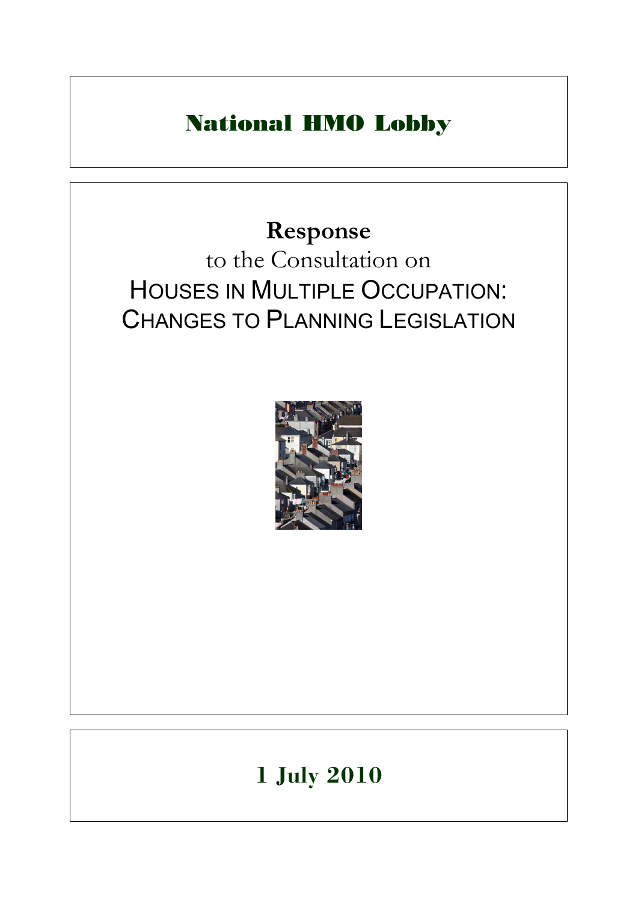# National HMO Lobby

## Response

to the Consultation on

HOUSES IN MULTIPLE OCCUPATION: CHANGES TO PLANNING LEGISLATION

**1 July 2010**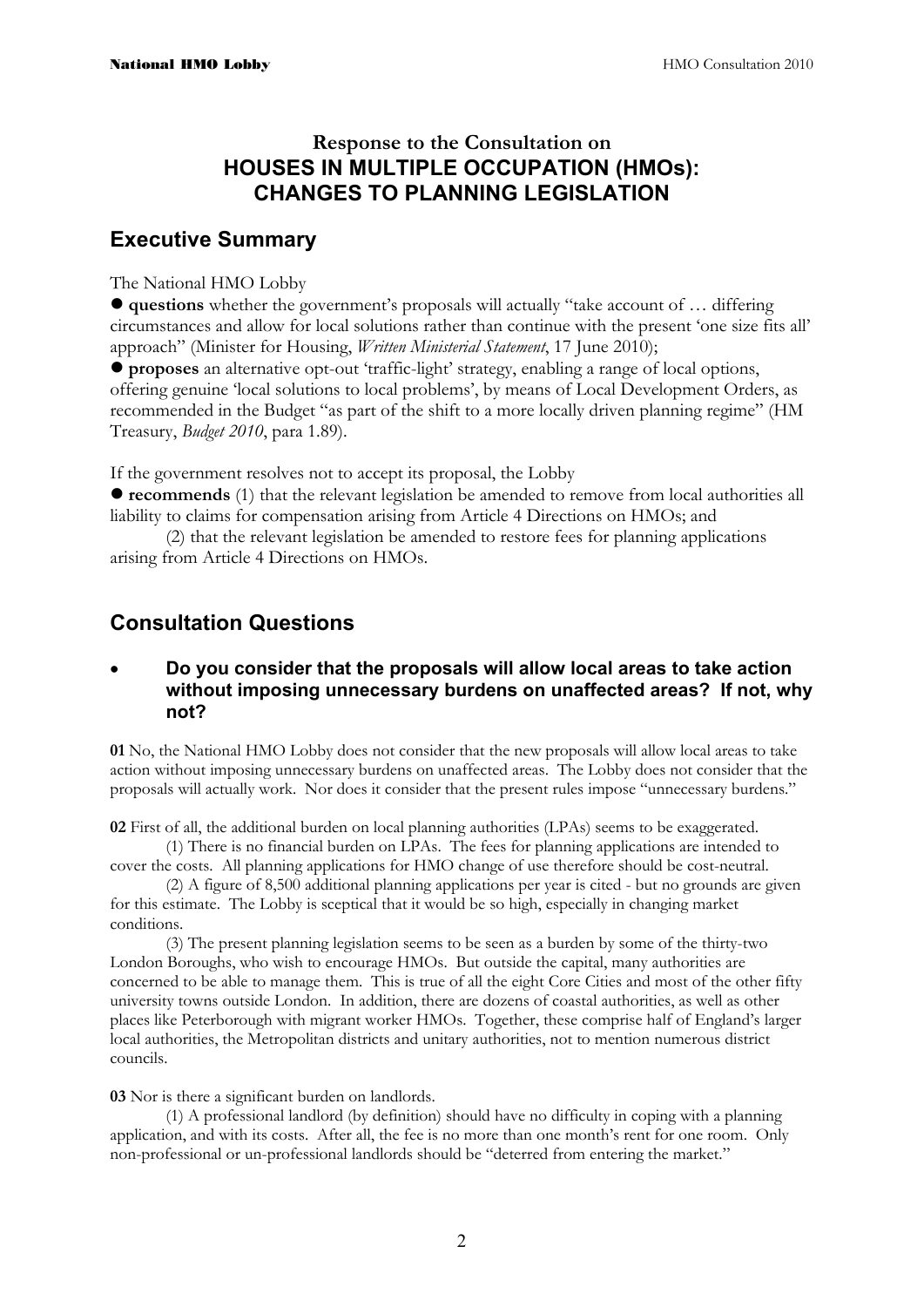## Response to the Consultation on
## HOUSES IN MULTIPLE OCCUPATION (HMOs): CHANGES TO PLANNING LEGISLATION

## Executive Summary

The National HMO Lobby

- **questions** whether the government's proposals will actually "take account of … differing circumstances and allow for local solutions rather than continue with the present 'one size fits all' approach" (Minister for Housing, *Written Ministerial Statement*, 17 June 2010);
- **proposes** an alternative opt-out 'traffic-light' strategy, enabling a range of local options, offering genuine 'local solutions to local problems', by means of Local Development Orders, as recommended in the Budget "as part of the shift to a more locally driven planning regime" (HM Treasury, *Budget 2010*, para 1.89).

If the government resolves not to accept its proposal, the Lobby

- **recommends** (1) that the relevant legislation be amended to remove from local authorities all liability to claims for compensation arising from Article 4 Directions on HMOs; and

  (2) that the relevant legislation be amended to restore fees for planning applications arising from Article 4 Directions on HMOs.

## Consultation Questions

- **Do you consider that the proposals will allow local areas to take action without imposing unnecessary burdens on unaffected areas? If not, why not?**

**01** No, the National HMO Lobby does not consider that the new proposals will allow local areas to take action without imposing unnecessary burdens on unaffected areas. The Lobby does not consider that the proposals will actually work. Nor does it consider that the present rules impose "unnecessary burdens."

**02** First of all, the additional burden on local planning authorities (LPAs) seems to be exaggerated.

(1) There is no financial burden on LPAs. The fees for planning applications are intended to cover the costs. All planning applications for HMO change of use therefore should be cost-neutral.

(2) A figure of 8,500 additional planning applications per year is cited - but no grounds are given for this estimate. The Lobby is sceptical that it would be so high, especially in changing market conditions.

(3) The present planning legislation seems to be seen as a burden by some of the thirty-two London Boroughs, who wish to encourage HMOs. But outside the capital, many authorities are concerned to be able to manage them. This is true of all the eight Core Cities and most of the other fifty university towns outside London. In addition, there are dozens of coastal authorities, as well as other places like Peterborough with migrant worker HMOs. Together, these comprise half of England's larger local authorities, the Metropolitan districts and unitary authorities, not to mention numerous district councils.

**03** Nor is there a significant burden on landlords.

(1) A professional landlord (by definition) should have no difficulty in coping with a planning application, and with its costs. After all, the fee is no more than one month's rent for one room. Only non-professional or un-professional landlords should be "deterred from entering the market."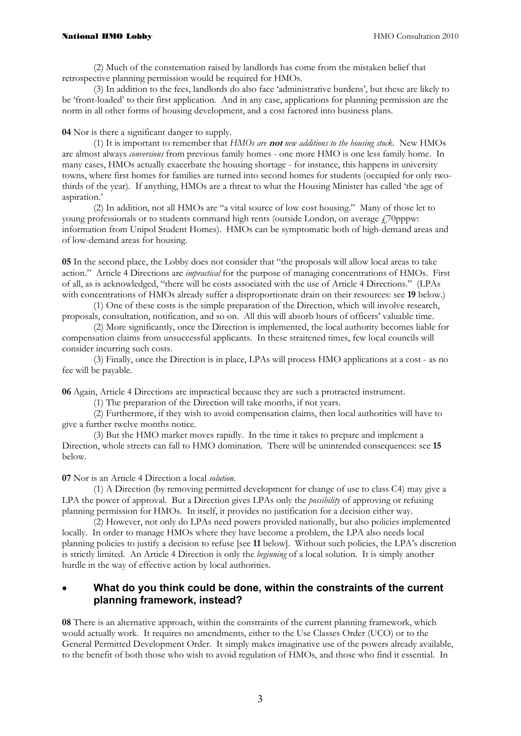(2) Much of the consternation raised by landlords has come from the mistaken belief that retrospective planning permission would be required for HMOs.

(3) In addition to the fees, landlords do also face 'administrative burdens', but these are likely to be 'front-loaded' to their first application. And in any case, applications for planning permission are the norm in all other forms of housing development, and a cost factored into business plans.

**04** Nor is there a significant danger to supply.

(1) It is important to remember that *HMOs are **not** new additions to the housing stock*. New HMOs are almost always *conversions* from previous family homes - one more HMO is one less family home. In many cases, HMOs actually exacerbate the housing shortage - for instance, this happens in university towns, where first homes for families are turned into second homes for students (occupied for only two-thirds of the year). If anything, HMOs are a threat to what the Housing Minister has called 'the age of aspiration.'

(2) In addition, not all HMOs are "a vital source of low cost housing." Many of those let to young professionals or to students command high rents (outside London, on average £70pppw: information from Unipol Student Homes). HMOs can be symptomatic both of high-demand areas and of low-demand areas for housing.

**05** In the second place, the Lobby does not consider that "the proposals will allow local areas to take action." Article 4 Directions are *impractical* for the purpose of managing concentrations of HMOs. First of all, as is acknowledged, "there will be costs associated with the use of Article 4 Directions." (LPAs with concentrations of HMOs already suffer a disproportionate drain on their resources: see **19** below.)

(1) One of these costs is the simple preparation of the Direction, which will involve research, proposals, consultation, notification, and so on. All this will absorb hours of officers' valuable time.

(2) More significantly, once the Direction is implemented, the local authority becomes liable for compensation claims from unsuccessful applicants. In these straitened times, few local councils will consider incurring such costs.

(3) Finally, once the Direction is in place, LPAs will process HMO applications at a cost - as no fee will be payable.

**06** Again, Article 4 Directions are impractical because they are such a protracted instrument.

(1) The preparation of the Direction will take months, if not years.

(2) Furthermore, if they wish to avoid compensation claims, then local authorities will have to give a further twelve months notice.

(3) But the HMO market moves rapidly. In the time it takes to prepare and implement a Direction, whole streets can fall to HMO domination. There will be unintended consequences: see **15** below.

**07** Nor is an Article 4 Direction a local *solution*.

(1) A Direction (by removing permitted development for change of use to class C4) may give a LPA the power of approval. But a Direction gives LPAs only the *possibility* of approving or refusing planning permission for HMOs. In itself, it provides no justification for a decision either way.

(2) However, not only do LPAs need powers provided nationally, but also policies implemented locally. In order to manage HMOs where they have become a problem, the LPA also needs local planning policies to justify a decision to refuse [see **11** below]. Without such policies, the LPA's discretion is strictly limited. An Article 4 Direction is only the *beginning* of a local solution. It is simply another hurdle in the way of effective action by local authorities.

- **What do you think could be done, within the constraints of the current planning framework, instead?**

**08** There is an alternative approach, within the constraints of the current planning framework, which would actually work. It requires no amendments, either to the Use Classes Order (UCO) or to the General Permitted Development Order. It simply makes imaginative use of the powers already available, to the benefit of both those who wish to avoid regulation of HMOs, and those who find it essential. In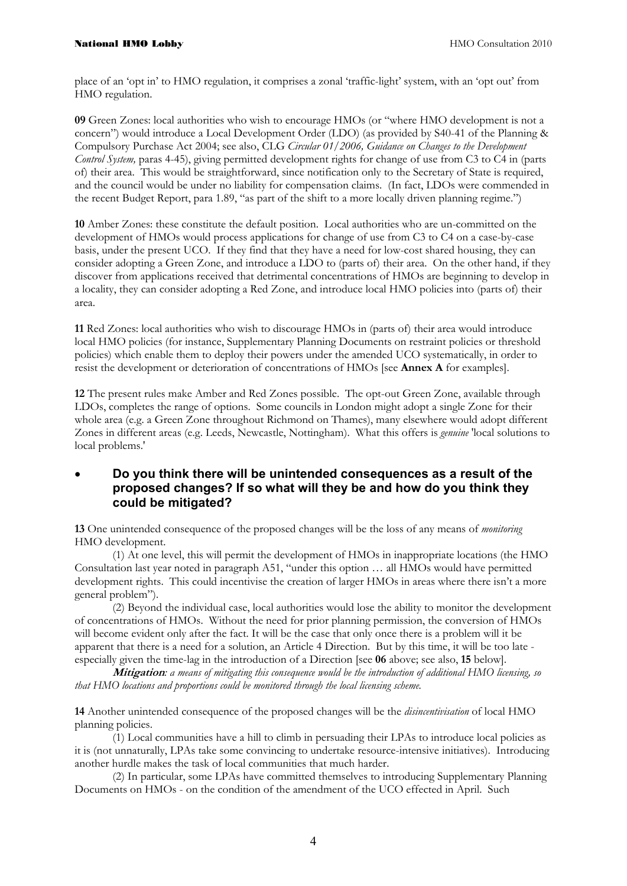place of an 'opt in' to HMO regulation, it comprises a zonal 'traffic-light' system, with an 'opt out' from HMO regulation.

**09** Green Zones: local authorities who wish to encourage HMOs (or "where HMO development is not a concern") would introduce a Local Development Order (LDO) (as provided by S40-41 of the Planning & Compulsory Purchase Act 2004; see also, CLG *Circular 01/2006, Guidance on Changes to the Development Control System,* paras 4-45), giving permitted development rights for change of use from C3 to C4 in (parts of) their area. This would be straightforward, since notification only to the Secretary of State is required, and the council would be under no liability for compensation claims. (In fact, LDOs were commended in the recent Budget Report, para 1.89, "as part of the shift to a more locally driven planning regime.")

**10** Amber Zones: these constitute the default position. Local authorities who are un-committed on the development of HMOs would process applications for change of use from C3 to C4 on a case-by-case basis, under the present UCO. If they find that they have a need for low-cost shared housing, they can consider adopting a Green Zone, and introduce a LDO to (parts of) their area. On the other hand, if they discover from applications received that detrimental concentrations of HMOs are beginning to develop in a locality, they can consider adopting a Red Zone, and introduce local HMO policies into (parts of) their area.

**11** Red Zones: local authorities who wish to discourage HMOs in (parts of) their area would introduce local HMO policies (for instance, Supplementary Planning Documents on restraint policies or threshold policies) which enable them to deploy their powers under the amended UCO systematically, in order to resist the development or deterioration of concentrations of HMOs [see **Annex A** for examples].

**12** The present rules make Amber and Red Zones possible. The opt-out Green Zone, available through LDOs, completes the range of options. Some councils in London might adopt a single Zone for their whole area (e.g. a Green Zone throughout Richmond on Thames), many elsewhere would adopt different Zones in different areas (e.g. Leeds, Newcastle, Nottingham). What this offers is *genuine* 'local solutions to local problems.'

- **Do you think there will be unintended consequences as a result of the proposed changes? If so what will they be and how do you think they could be mitigated?**

**13** One unintended consequence of the proposed changes will be the loss of any means of *monitoring* HMO development.

(1) At one level, this will permit the development of HMOs in inappropriate locations (the HMO Consultation last year noted in paragraph A51, "under this option … all HMOs would have permitted development rights. This could incentivise the creation of larger HMOs in areas where there isn't a more general problem").

(2) Beyond the individual case, local authorities would lose the ability to monitor the development of concentrations of HMOs. Without the need for prior planning permission, the conversion of HMOs will become evident only after the fact. It will be the case that only once there is a problem will it be apparent that there is a need for a solution, an Article 4 Direction. But by this time, it will be too late - especially given the time-lag in the introduction of a Direction [see **06** above; see also, **15** below].

***Mitigation****: a means of mitigating this consequence would be the introduction of additional HMO licensing, so that HMO locations and proportions could be monitored through the local licensing scheme.*

**14** Another unintended consequence of the proposed changes will be the *disincentivisation* of local HMO planning policies.

(1) Local communities have a hill to climb in persuading their LPAs to introduce local policies as it is (not unnaturally, LPAs take some convincing to undertake resource-intensive initiatives). Introducing another hurdle makes the task of local communities that much harder.

(2) In particular, some LPAs have committed themselves to introducing Supplementary Planning Documents on HMOs - on the condition of the amendment of the UCO effected in April. Such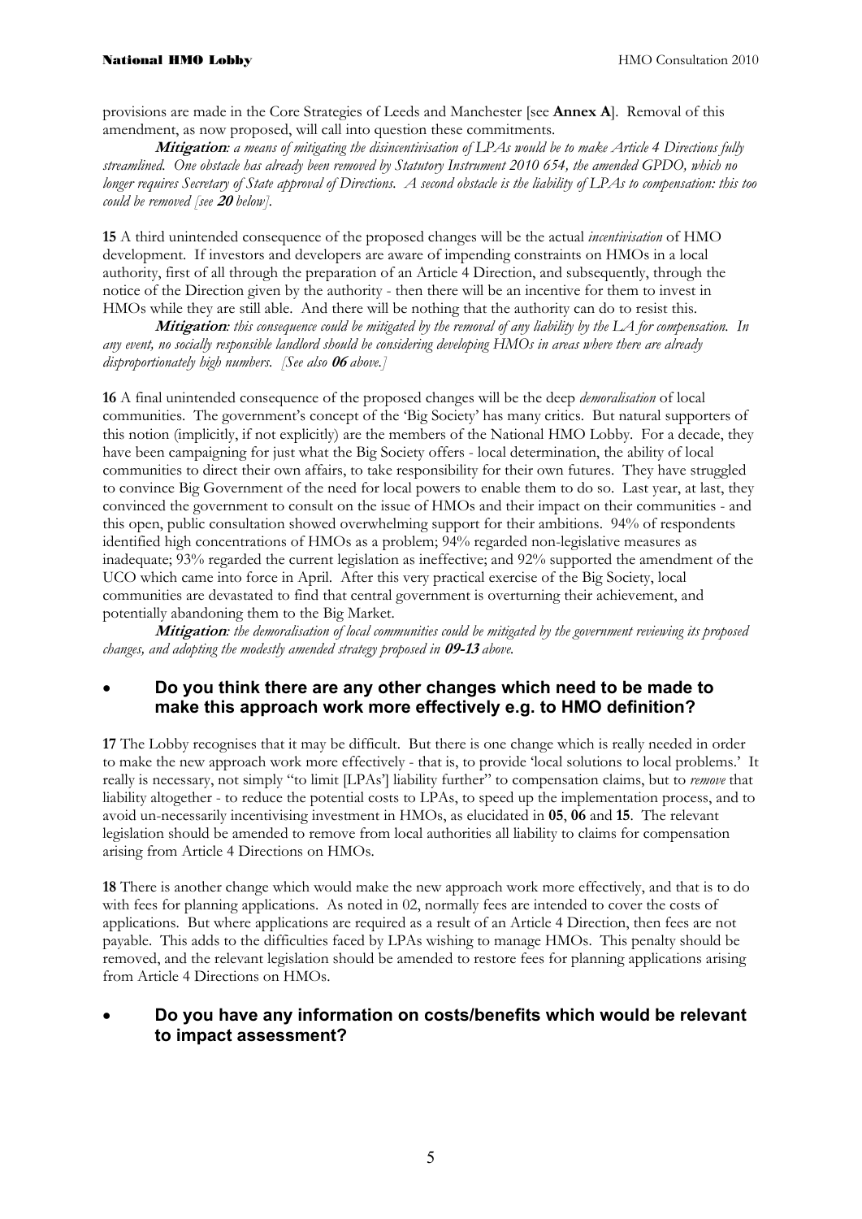provisions are made in the Core Strategies of Leeds and Manchester [see **Annex A**]. Removal of this amendment, as now proposed, will call into question these commitments.

***Mitigation**: a means of mitigating the disincentivisation of LPAs would be to make Article 4 Directions fully streamlined. One obstacle has already been removed by Statutory Instrument 2010 654, the amended GPDO, which no longer requires Secretary of State approval of Directions. A second obstacle is the liability of LPAs to compensation: this too could be removed [see **20** below].*

**15** A third unintended consequence of the proposed changes will be the actual *incentivisation* of HMO development. If investors and developers are aware of impending constraints on HMOs in a local authority, first of all through the preparation of an Article 4 Direction, and subsequently, through the notice of the Direction given by the authority - then there will be an incentive for them to invest in HMOs while they are still able. And there will be nothing that the authority can do to resist this.

***Mitigation**: this consequence could be mitigated by the removal of any liability by the LA for compensation. In any event, no socially responsible landlord should be considering developing HMOs in areas where there are already disproportionately high numbers. [See also **06** above.]*

**16** A final unintended consequence of the proposed changes will be the deep *demoralisation* of local communities. The government's concept of the 'Big Society' has many critics. But natural supporters of this notion (implicitly, if not explicitly) are the members of the National HMO Lobby. For a decade, they have been campaigning for just what the Big Society offers - local determination, the ability of local communities to direct their own affairs, to take responsibility for their own futures. They have struggled to convince Big Government of the need for local powers to enable them to do so. Last year, at last, they convinced the government to consult on the issue of HMOs and their impact on their communities - and this open, public consultation showed overwhelming support for their ambitions. 94% of respondents identified high concentrations of HMOs as a problem; 94% regarded non-legislative measures as inadequate; 93% regarded the current legislation as ineffective; and 92% supported the amendment of the UCO which came into force in April. After this very practical exercise of the Big Society, local communities are devastated to find that central government is overturning their achievement, and potentially abandoning them to the Big Market.

***Mitigation**: the demoralisation of local communities could be mitigated by the government reviewing its proposed changes, and adopting the modestly amended strategy proposed in **09-13** above.*

- **Do you think there are any other changes which need to be made to make this approach work more effectively e.g. to HMO definition?**

**17** The Lobby recognises that it may be difficult. But there is one change which is really needed in order to make the new approach work more effectively - that is, to provide 'local solutions to local problems.' It really is necessary, not simply "to limit [LPAs'] liability further" to compensation claims, but to *remove* that liability altogether - to reduce the potential costs to LPAs, to speed up the implementation process, and to avoid un-necessarily incentivising investment in HMOs, as elucidated in **05**, **06** and **15**. The relevant legislation should be amended to remove from local authorities all liability to claims for compensation arising from Article 4 Directions on HMOs.

**18** There is another change which would make the new approach work more effectively, and that is to do with fees for planning applications. As noted in 02, normally fees are intended to cover the costs of applications. But where applications are required as a result of an Article 4 Direction, then fees are not payable. This adds to the difficulties faced by LPAs wishing to manage HMOs. This penalty should be removed, and the relevant legislation should be amended to restore fees for planning applications arising from Article 4 Directions on HMOs.

- **Do you have any information on costs/benefits which would be relevant to impact assessment?**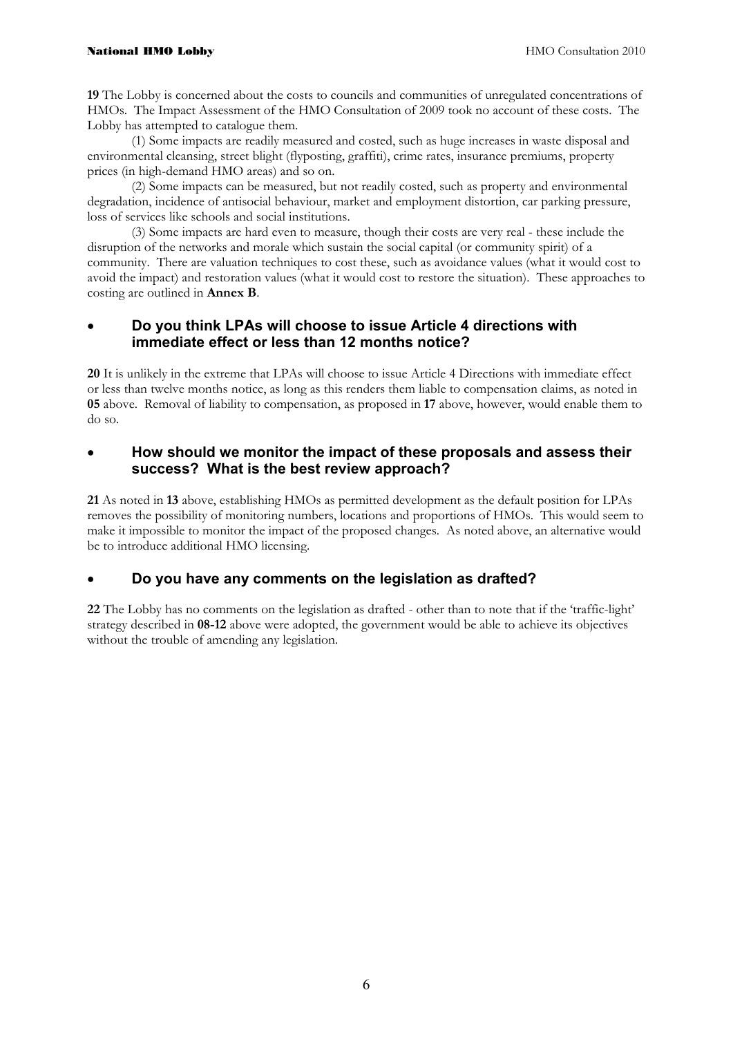**19** The Lobby is concerned about the costs to councils and communities of unregulated concentrations of HMOs. The Impact Assessment of the HMO Consultation of 2009 took no account of these costs. The Lobby has attempted to catalogue them.

(1) Some impacts are readily measured and costed, such as huge increases in waste disposal and environmental cleansing, street blight (flyposting, graffiti), crime rates, insurance premiums, property prices (in high-demand HMO areas) and so on.

(2) Some impacts can be measured, but not readily costed, such as property and environmental degradation, incidence of antisocial behaviour, market and employment distortion, car parking pressure, loss of services like schools and social institutions.

(3) Some impacts are hard even to measure, though their costs are very real - these include the disruption of the networks and morale which sustain the social capital (or community spirit) of a community. There are valuation techniques to cost these, such as avoidance values (what it would cost to avoid the impact) and restoration values (what it would cost to restore the situation). These approaches to costing are outlined in **Annex B**.

- **Do you think LPAs will choose to issue Article 4 directions with immediate effect or less than 12 months notice?**

**20** It is unlikely in the extreme that LPAs will choose to issue Article 4 Directions with immediate effect or less than twelve months notice, as long as this renders them liable to compensation claims, as noted in **05** above. Removal of liability to compensation, as proposed in **17** above, however, would enable them to do so.

- **How should we monitor the impact of these proposals and assess their success? What is the best review approach?**

**21** As noted in **13** above, establishing HMOs as permitted development as the default position for LPAs removes the possibility of monitoring numbers, locations and proportions of HMOs. This would seem to make it impossible to monitor the impact of the proposed changes. As noted above, an alternative would be to introduce additional HMO licensing.

- **Do you have any comments on the legislation as drafted?**

**22** The Lobby has no comments on the legislation as drafted - other than to note that if the 'traffic-light' strategy described in **08-12** above were adopted, the government would be able to achieve its objectives without the trouble of amending any legislation.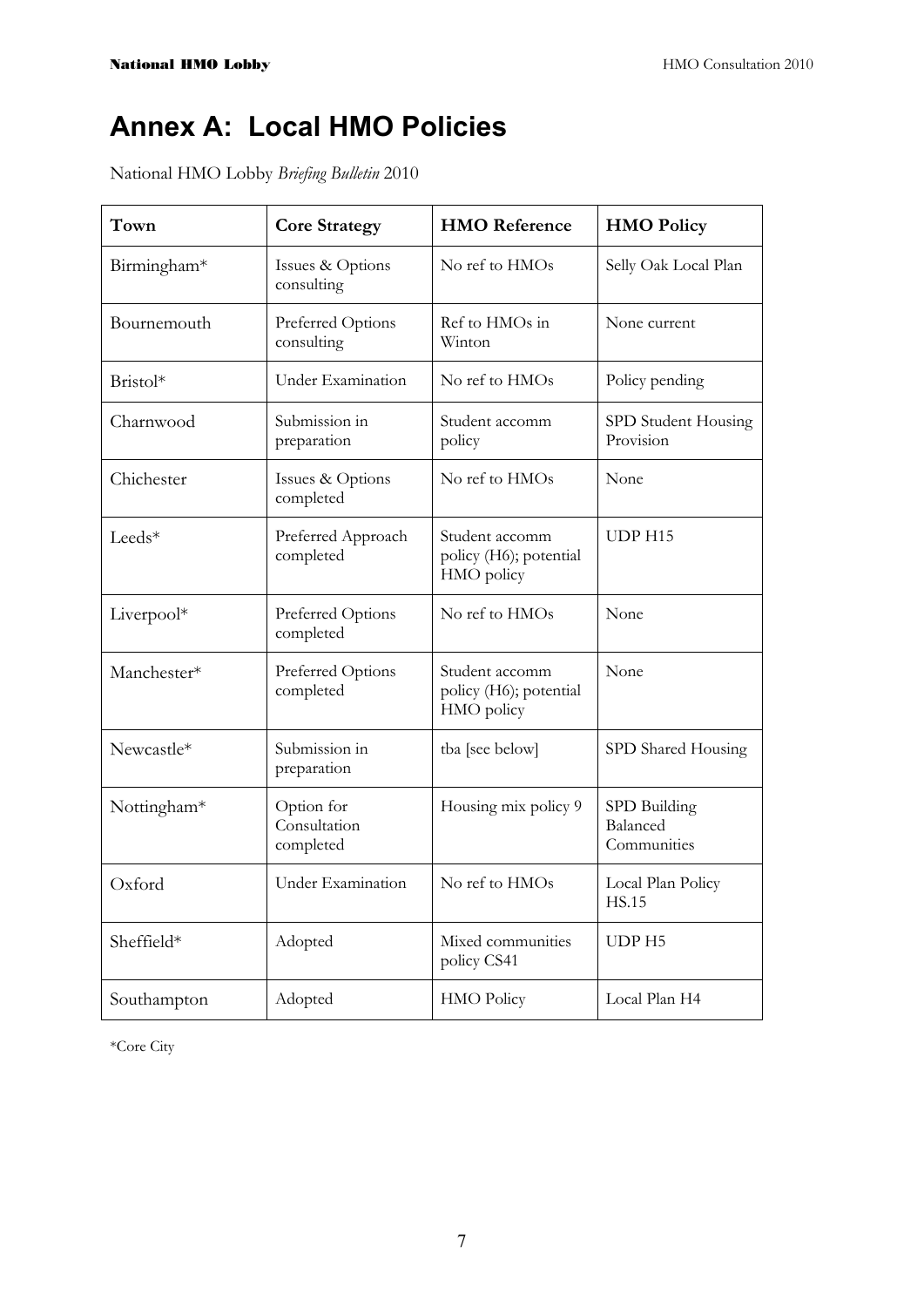# Annex A: Local HMO Policies

National HMO Lobby *Briefing Bulletin* 2010

| Town | Core Strategy | HMO Reference | HMO Policy |
| --- | --- | --- | --- |
| Birmingham* | Issues & Options consulting | No ref to HMOs | Selly Oak Local Plan |
| Bournemouth | Preferred Options consulting | Ref to HMOs in Winton | None current |
| Bristol* | Under Examination | No ref to HMOs | Policy pending |
| Charnwood | Submission in preparation | Student accomm policy | SPD Student Housing Provision |
| Chichester | Issues & Options completed | No ref to HMOs | None |
| Leeds* | Preferred Approach completed | Student accomm policy (H6); potential HMO policy | UDP H15 |
| Liverpool* | Preferred Options completed | No ref to HMOs | None |
| Manchester* | Preferred Options completed | Student accomm policy (H6); potential HMO policy | None |
| Newcastle* | Submission in preparation | tba [see below] | SPD Shared Housing |
| Nottingham* | Option for Consultation completed | Housing mix policy 9 | SPD Building Balanced Communities |
| Oxford | Under Examination | No ref to HMOs | Local Plan Policy HS.15 |
| Sheffield* | Adopted | Mixed communities policy CS41 | UDP H5 |
| Southampton | Adopted | HMO Policy | Local Plan H4 |

*Core City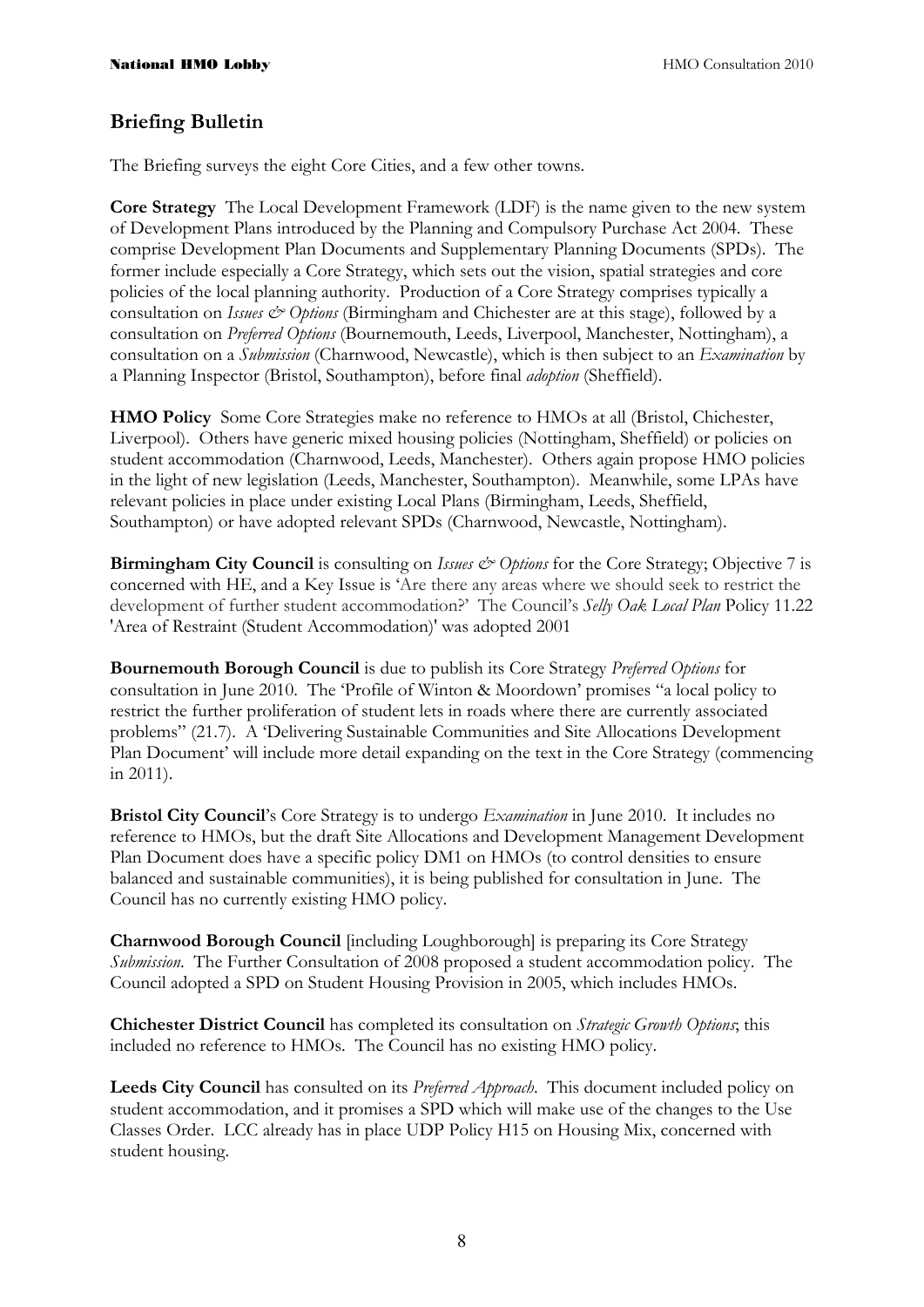## Briefing Bulletin

The Briefing surveys the eight Core Cities, and a few other towns.

**Core Strategy** The Local Development Framework (LDF) is the name given to the new system of Development Plans introduced by the Planning and Compulsory Purchase Act 2004. These comprise Development Plan Documents and Supplementary Planning Documents (SPDs). The former include especially a Core Strategy, which sets out the vision, spatial strategies and core policies of the local planning authority. Production of a Core Strategy comprises typically a consultation on *Issues & Options* (Birmingham and Chichester are at this stage), followed by a consultation on *Preferred Options* (Bournemouth, Leeds, Liverpool, Manchester, Nottingham), a consultation on a *Submission* (Charnwood, Newcastle), which is then subject to an *Examination* by a Planning Inspector (Bristol, Southampton), before final *adoption* (Sheffield).

**HMO Policy** Some Core Strategies make no reference to HMOs at all (Bristol, Chichester, Liverpool). Others have generic mixed housing policies (Nottingham, Sheffield) or policies on student accommodation (Charnwood, Leeds, Manchester). Others again propose HMO policies in the light of new legislation (Leeds, Manchester, Southampton). Meanwhile, some LPAs have relevant policies in place under existing Local Plans (Birmingham, Leeds, Sheffield, Southampton) or have adopted relevant SPDs (Charnwood, Newcastle, Nottingham).

**Birmingham City Council** is consulting on *Issues & Options* for the Core Strategy; Objective 7 is concerned with HE, and a Key Issue is 'Are there any areas where we should seek to restrict the development of further student accommodation?' The Council's *Selly Oak Local Plan* Policy 11.22 'Area of Restraint (Student Accommodation)' was adopted 2001

**Bournemouth Borough Council** is due to publish its Core Strategy *Preferred Options* for consultation in June 2010. The 'Profile of Winton & Moordown' promises "a local policy to restrict the further proliferation of student lets in roads where there are currently associated problems" (21.7). A 'Delivering Sustainable Communities and Site Allocations Development Plan Document' will include more detail expanding on the text in the Core Strategy (commencing in 2011).

**Bristol City Council**'s Core Strategy is to undergo *Examination* in June 2010. It includes no reference to HMOs, but the draft Site Allocations and Development Management Development Plan Document does have a specific policy DM1 on HMOs (to control densities to ensure balanced and sustainable communities), it is being published for consultation in June. The Council has no currently existing HMO policy.

**Charnwood Borough Council** [including Loughborough] is preparing its Core Strategy *Submission*. The Further Consultation of 2008 proposed a student accommodation policy. The Council adopted a SPD on Student Housing Provision in 2005, which includes HMOs.

**Chichester District Council** has completed its consultation on *Strategic Growth Options*; this included no reference to HMOs. The Council has no existing HMO policy.

**Leeds City Council** has consulted on its *Preferred Approach*. This document included policy on student accommodation, and it promises a SPD which will make use of the changes to the Use Classes Order. LCC already has in place UDP Policy H15 on Housing Mix, concerned with student housing.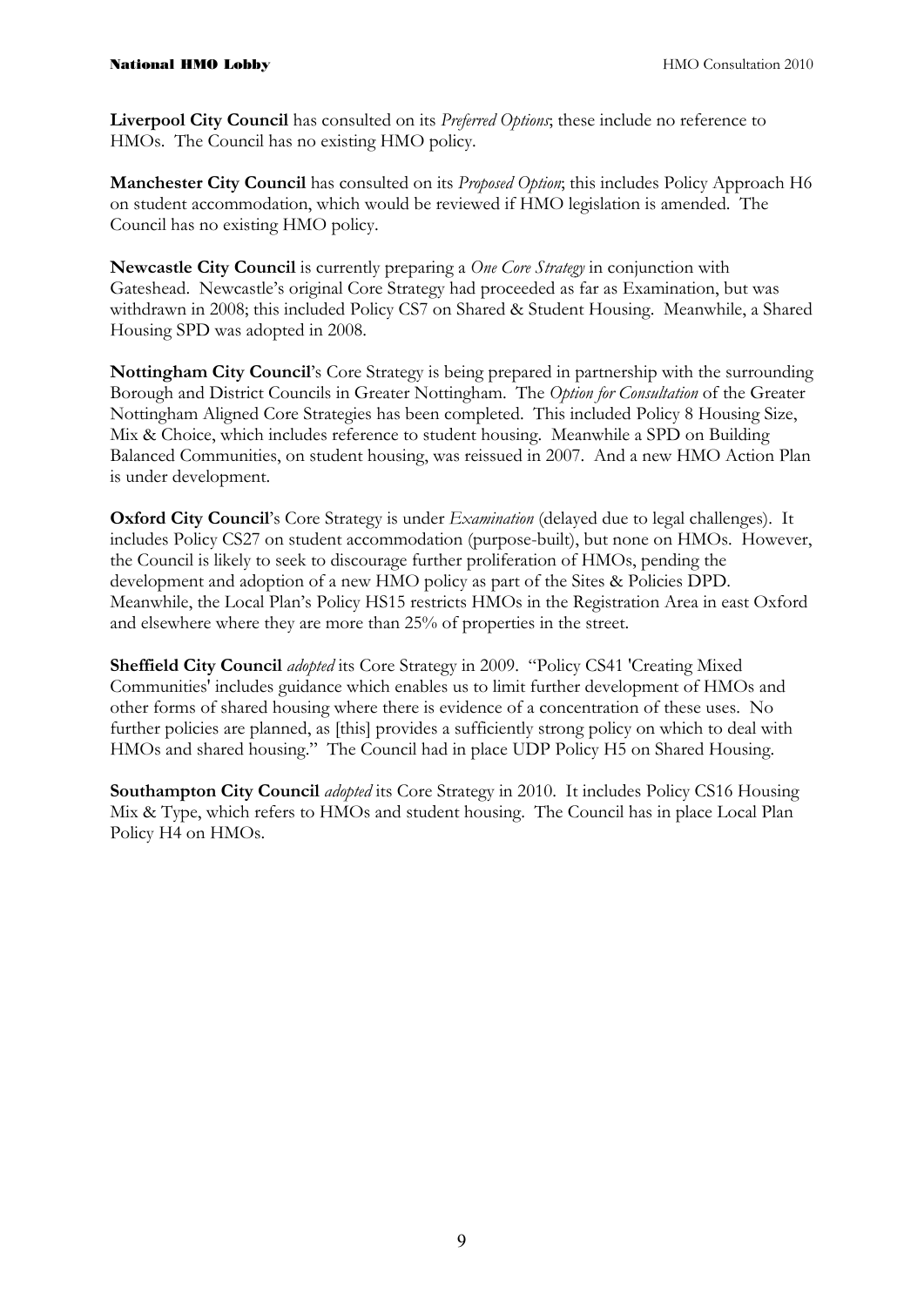**Liverpool City Council** has consulted on its *Preferred Options*; these include no reference to HMOs. The Council has no existing HMO policy.

**Manchester City Council** has consulted on its *Proposed Option*; this includes Policy Approach H6 on student accommodation, which would be reviewed if HMO legislation is amended. The Council has no existing HMO policy.

**Newcastle City Council** is currently preparing a *One Core Strategy* in conjunction with Gateshead. Newcastle's original Core Strategy had proceeded as far as Examination, but was withdrawn in 2008; this included Policy CS7 on Shared & Student Housing. Meanwhile, a Shared Housing SPD was adopted in 2008.

**Nottingham City Council**'s Core Strategy is being prepared in partnership with the surrounding Borough and District Councils in Greater Nottingham. The *Option for Consultation* of the Greater Nottingham Aligned Core Strategies has been completed. This included Policy 8 Housing Size, Mix & Choice, which includes reference to student housing. Meanwhile a SPD on Building Balanced Communities, on student housing, was reissued in 2007. And a new HMO Action Plan is under development.

**Oxford City Council**'s Core Strategy is under *Examination* (delayed due to legal challenges). It includes Policy CS27 on student accommodation (purpose-built), but none on HMOs. However, the Council is likely to seek to discourage further proliferation of HMOs, pending the development and adoption of a new HMO policy as part of the Sites & Policies DPD. Meanwhile, the Local Plan's Policy HS15 restricts HMOs in the Registration Area in east Oxford and elsewhere where they are more than 25% of properties in the street.

**Sheffield City Council** *adopted* its Core Strategy in 2009. "Policy CS41 'Creating Mixed Communities' includes guidance which enables us to limit further development of HMOs and other forms of shared housing where there is evidence of a concentration of these uses. No further policies are planned, as [this] provides a sufficiently strong policy on which to deal with HMOs and shared housing." The Council had in place UDP Policy H5 on Shared Housing.

**Southampton City Council** *adopted* its Core Strategy in 2010. It includes Policy CS16 Housing Mix & Type, which refers to HMOs and student housing. The Council has in place Local Plan Policy H4 on HMOs.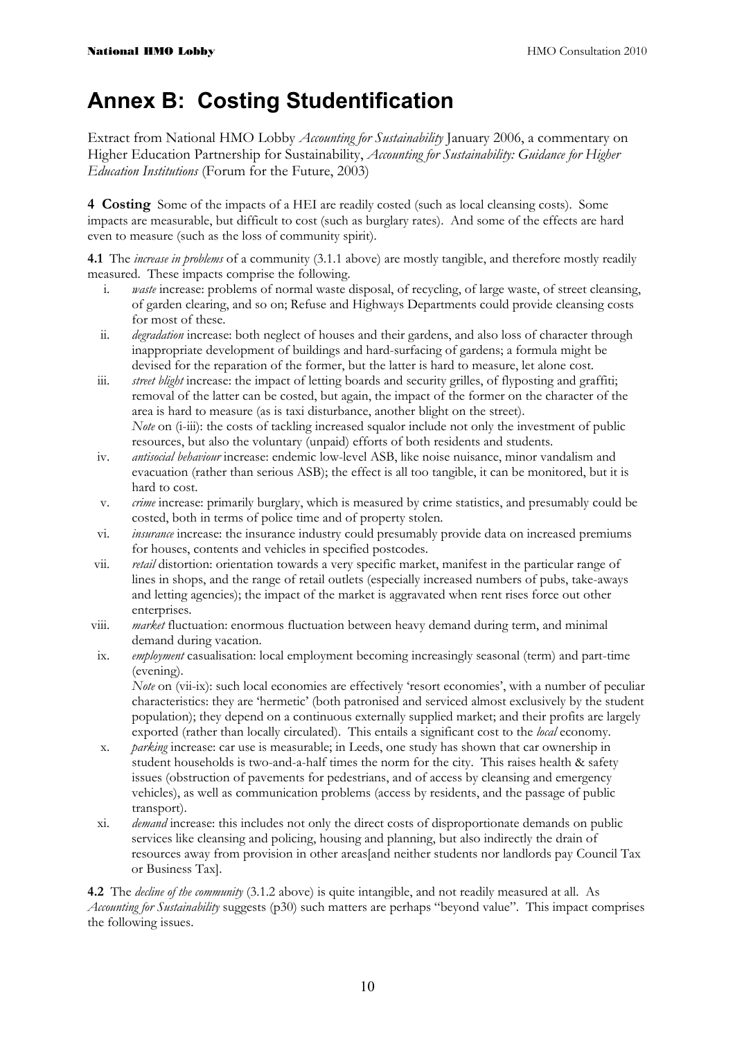# Annex B: Costing Studentification

Extract from National HMO Lobby *Accounting for Sustainability* January 2006, a commentary on Higher Education Partnership for Sustainability, *Accounting for Sustainability: Guidance for Higher Education Institutions* (Forum for the Future, 2003)

**4 Costing** Some of the impacts of a HEI are readily costed (such as local cleansing costs). Some impacts are measurable, but difficult to cost (such as burglary rates). And some of the effects are hard even to measure (such as the loss of community spirit).

**4.1** The *increase in problems* of a community (3.1.1 above) are mostly tangible, and therefore mostly readily measured. These impacts comprise the following.

i. *waste* increase: problems of normal waste disposal, of recycling, of large waste, of street cleansing, of garden clearing, and so on; Refuse and Highways Departments could provide cleansing costs for most of these.

ii. *degradation* increase: both neglect of houses and their gardens, and also loss of character through inappropriate development of buildings and hard-surfacing of gardens; a formula might be devised for the reparation of the former, but the latter is hard to measure, let alone cost.

iii. *street blight* increase: the impact of letting boards and security grilles, of flyposting and graffiti; removal of the latter can be costed, but again, the impact of the former on the character of the area is hard to measure (as is taxi disturbance, another blight on the street).
*Note* on (i-iii): the costs of tackling increased squalor include not only the investment of public resources, but also the voluntary (unpaid) efforts of both residents and students.

iv. *antisocial behaviour* increase: endemic low-level ASB, like noise nuisance, minor vandalism and evacuation (rather than serious ASB); the effect is all too tangible, it can be monitored, but it is hard to cost.

v. *crime* increase: primarily burglary, which is measured by crime statistics, and presumably could be costed, both in terms of police time and of property stolen.

vi. *insurance* increase: the insurance industry could presumably provide data on increased premiums for houses, contents and vehicles in specified postcodes.

vii. *retail* distortion: orientation towards a very specific market, manifest in the particular range of lines in shops, and the range of retail outlets (especially increased numbers of pubs, take-aways and letting agencies); the impact of the market is aggravated when rent rises force out other enterprises.

viii. *market* fluctuation: enormous fluctuation between heavy demand during term, and minimal demand during vacation.

ix. *employment* casualisation: local employment becoming increasingly seasonal (term) and part-time (evening).
*Note* on (vii-ix): such local economies are effectively 'resort economies', with a number of peculiar characteristics: they are 'hermetic' (both patronised and serviced almost exclusively by the student population); they depend on a continuous externally supplied market; and their profits are largely exported (rather than locally circulated). This entails a significant cost to the *local* economy.

x. *parking* increase: car use is measurable; in Leeds, one study has shown that car ownership in student households is two-and-a-half times the norm for the city. This raises health & safety issues (obstruction of pavements for pedestrians, and of access by cleansing and emergency vehicles), as well as communication problems (access by residents, and the passage of public transport).

xi. *demand* increase: this includes not only the direct costs of disproportionate demands on public services like cleansing and policing, housing and planning, but also indirectly the drain of resources away from provision in other areas[and neither students nor landlords pay Council Tax or Business Tax].

**4.2** The *decline of the community* (3.1.2 above) is quite intangible, and not readily measured at all. As *Accounting for Sustainability* suggests (p30) such matters are perhaps "beyond value". This impact comprises the following issues.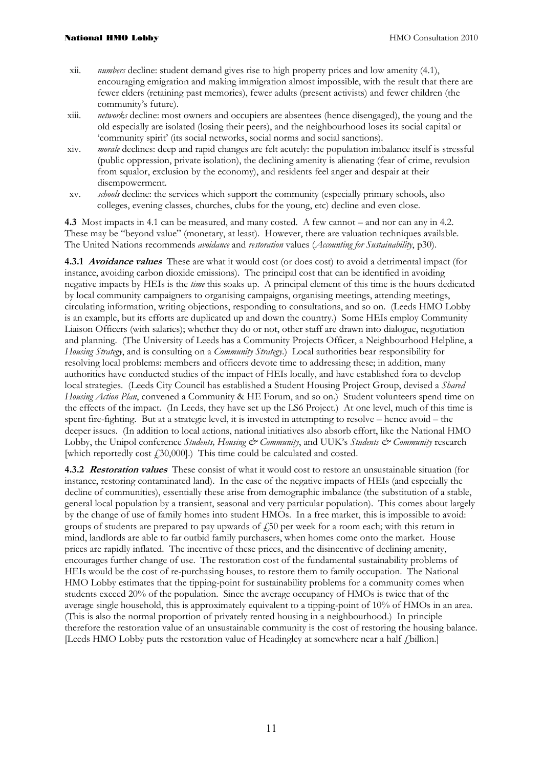xii. *numbers* decline: student demand gives rise to high property prices and low amenity (4.1), encouraging emigration and making immigration almost impossible, with the result that there are fewer elders (retaining past memories), fewer adults (present activists) and fewer children (the community's future).

xiii. *networks* decline: most owners and occupiers are absentees (hence disengaged), the young and the old especially are isolated (losing their peers), and the neighbourhood loses its social capital or 'community spirit' (its social networks, social norms and social sanctions).

xiv. *morale* declines: deep and rapid changes are felt acutely: the population imbalance itself is stressful (public oppression, private isolation), the declining amenity is alienating (fear of crime, revulsion from squalor, exclusion by the economy), and residents feel anger and despair at their disempowerment.

xv. *schools* decline: the services which support the community (especially primary schools, also colleges, evening classes, churches, clubs for the young, etc) decline and even close.

**4.3** Most impacts in 4.1 can be measured, and many costed. A few cannot – and nor can any in 4.2. These may be "beyond value" (monetary, at least). However, there are valuation techniques available. The United Nations recommends *avoidance* and *restoration* values (*Accounting for Sustainability*, p30).

**4.3.1** ***Avoidance values*** These are what it would cost (or does cost) to avoid a detrimental impact (for instance, avoiding carbon dioxide emissions). The principal cost that can be identified in avoiding negative impacts by HEIs is the *time* this soaks up. A principal element of this time is the hours dedicated by local community campaigners to organising campaigns, organising meetings, attending meetings, circulating information, writing objections, responding to consultations, and so on. (Leeds HMO Lobby is an example, but its efforts are duplicated up and down the country.) Some HEIs employ Community Liaison Officers (with salaries); whether they do or not, other staff are drawn into dialogue, negotiation and planning. (The University of Leeds has a Community Projects Officer, a Neighbourhood Helpline, a *Housing Strategy*, and is consulting on a *Community Strategy*.) Local authorities bear responsibility for resolving local problems: members and officers devote time to addressing these; in addition, many authorities have conducted studies of the impact of HEIs locally, and have established fora to develop local strategies. (Leeds City Council has established a Student Housing Project Group, devised a *Shared Housing Action Plan*, convened a Community & HE Forum, and so on.) Student volunteers spend time on the effects of the impact. (In Leeds, they have set up the LS6 Project.) At one level, much of this time is spent fire-fighting. But at a strategic level, it is invested in attempting to resolve – hence avoid – the deeper issues. (In addition to local actions, national initiatives also absorb effort, like the National HMO Lobby, the Unipol conference *Students, Housing & Community*, and UUK's *Students & Community* research [which reportedly cost £30,000].) This time could be calculated and costed.

**4.3.2** ***Restoration values*** These consist of what it would cost to restore an unsustainable situation (for instance, restoring contaminated land). In the case of the negative impacts of HEIs (and especially the decline of communities), essentially these arise from demographic imbalance (the substitution of a stable, general local population by a transient, seasonal and very particular population). This comes about largely by the change of use of family homes into student HMOs. In a free market, this is impossible to avoid: groups of students are prepared to pay upwards of £50 per week for a room each; with this return in mind, landlords are able to far outbid family purchasers, when homes come onto the market. House prices are rapidly inflated. The incentive of these prices, and the disincentive of declining amenity, encourages further change of use. The restoration cost of the fundamental sustainability problems of HEIs would be the cost of re-purchasing houses, to restore them to family occupation. The National HMO Lobby estimates that the tipping-point for sustainability problems for a community comes when students exceed 20% of the population. Since the average occupancy of HMOs is twice that of the average single household, this is approximately equivalent to a tipping-point of 10% of HMOs in an area. (This is also the normal proportion of privately rented housing in a neighbourhood.) In principle therefore the restoration value of an unsustainable community is the cost of restoring the housing balance. [Leeds HMO Lobby puts the restoration value of Headingley at somewhere near a half £billion.]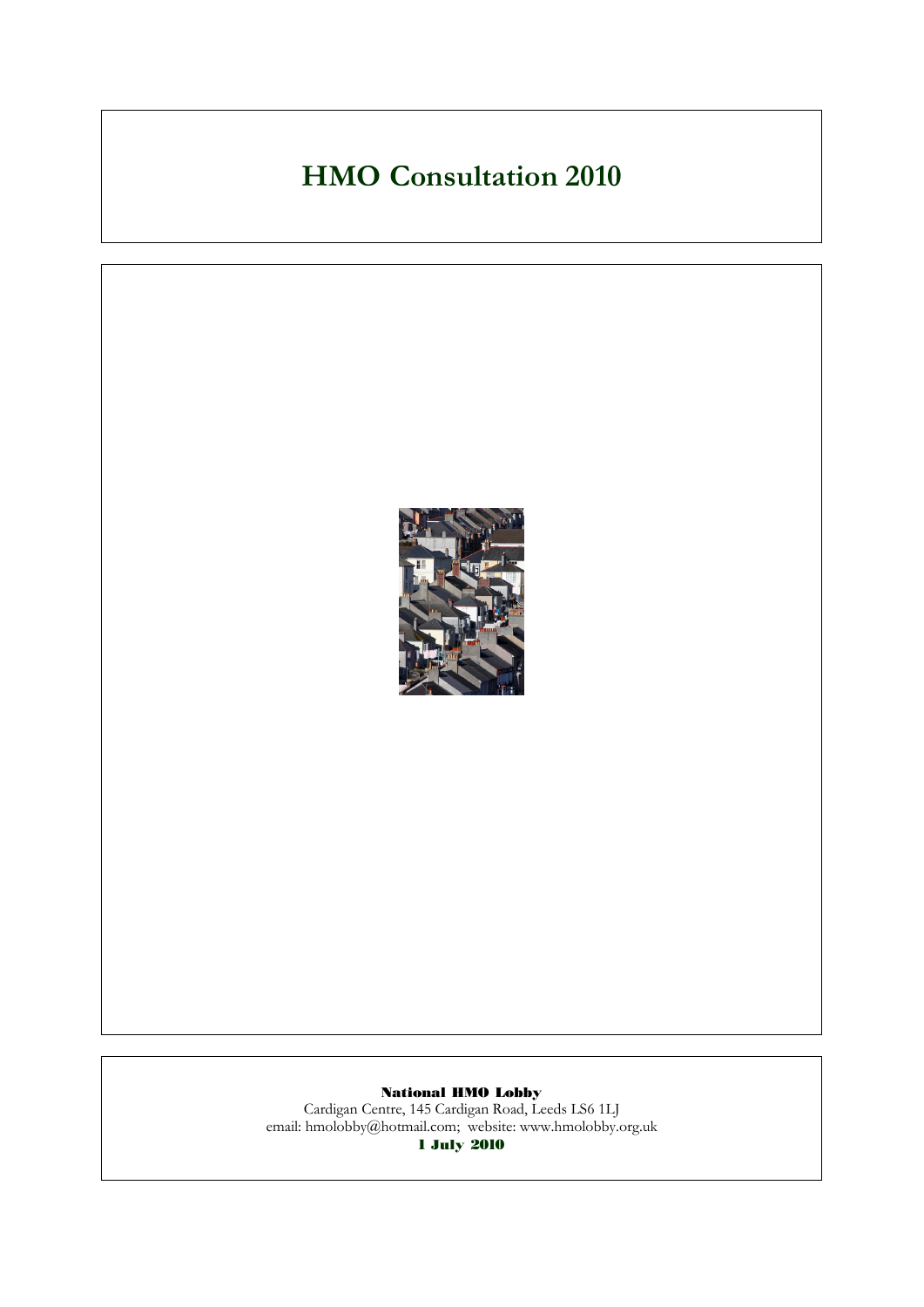# HMO Consultation 2010

**National HMO Lobby**

Cardigan Centre, 145 Cardigan Road, Leeds LS6 1LJ

email: hmolobby@hotmail.com; website: www.hmolobby.org.uk

**1 July 2010**